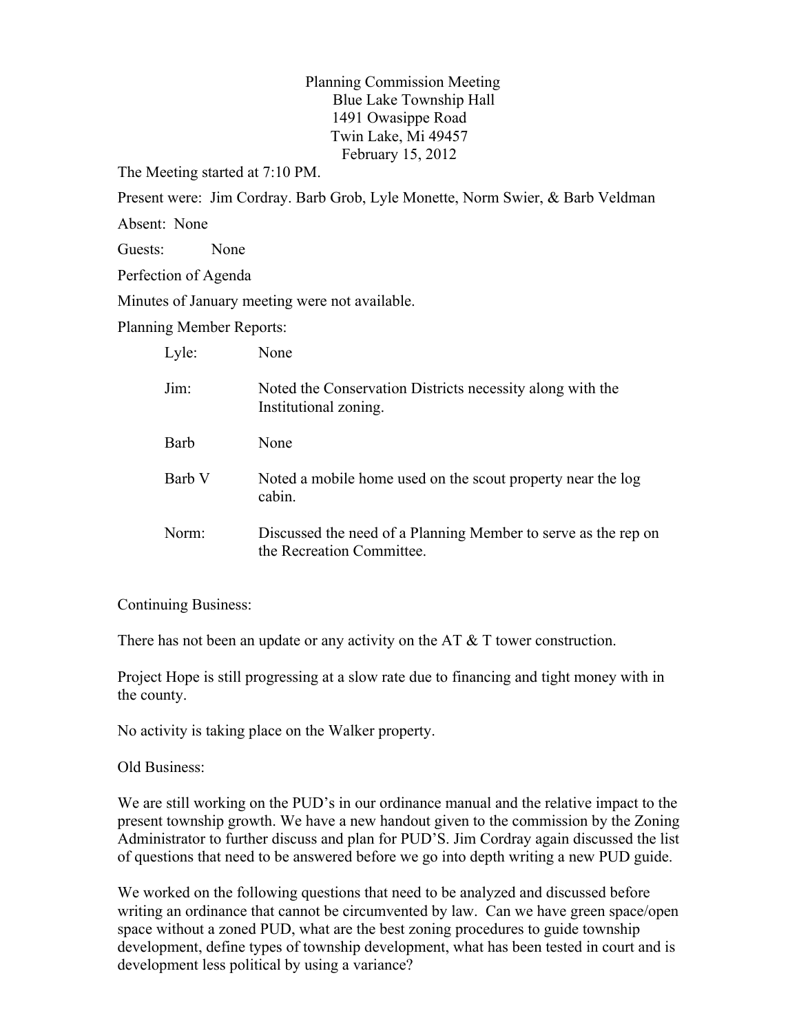Planning Commission Meeting
Blue Lake Township Hall
1491 Owasippe Road
Twin Lake, Mi 49457
February 15, 2012

The Meeting started at 7:10 PM.

Present were: Jim Cordray. Barb Grob, Lyle Monette, Norm Swier, & Barb Veldman

Absent: None

Guests: None

Perfection of Agenda

Minutes of January meeting were not available.

Planning Member Reports:

| | |
|---|---|
| Lyle: | None |
| Jim: | Noted the Conservation Districts necessity along with the Institutional zoning. |
| Barb | None |
| Barb V | Noted a mobile home used on the scout property near the log cabin. |
| Norm: | Discussed the need of a Planning Member to serve as the rep on the Recreation Committee. |

Continuing Business:

There has not been an update or any activity on the AT & T tower construction.

Project Hope is still progressing at a slow rate due to financing and tight money with in the county.

No activity is taking place on the Walker property.

Old Business:

We are still working on the PUD's in our ordinance manual and the relative impact to the present township growth. We have a new handout given to the commission by the Zoning Administrator to further discuss and plan for PUD'S. Jim Cordray again discussed the list of questions that need to be answered before we go into depth writing a new PUD guide.

We worked on the following questions that need to be analyzed and discussed before writing an ordinance that cannot be circumvented by law. Can we have green space/open space without a zoned PUD, what are the best zoning procedures to guide township development, define types of township development, what has been tested in court and is development less political by using a variance?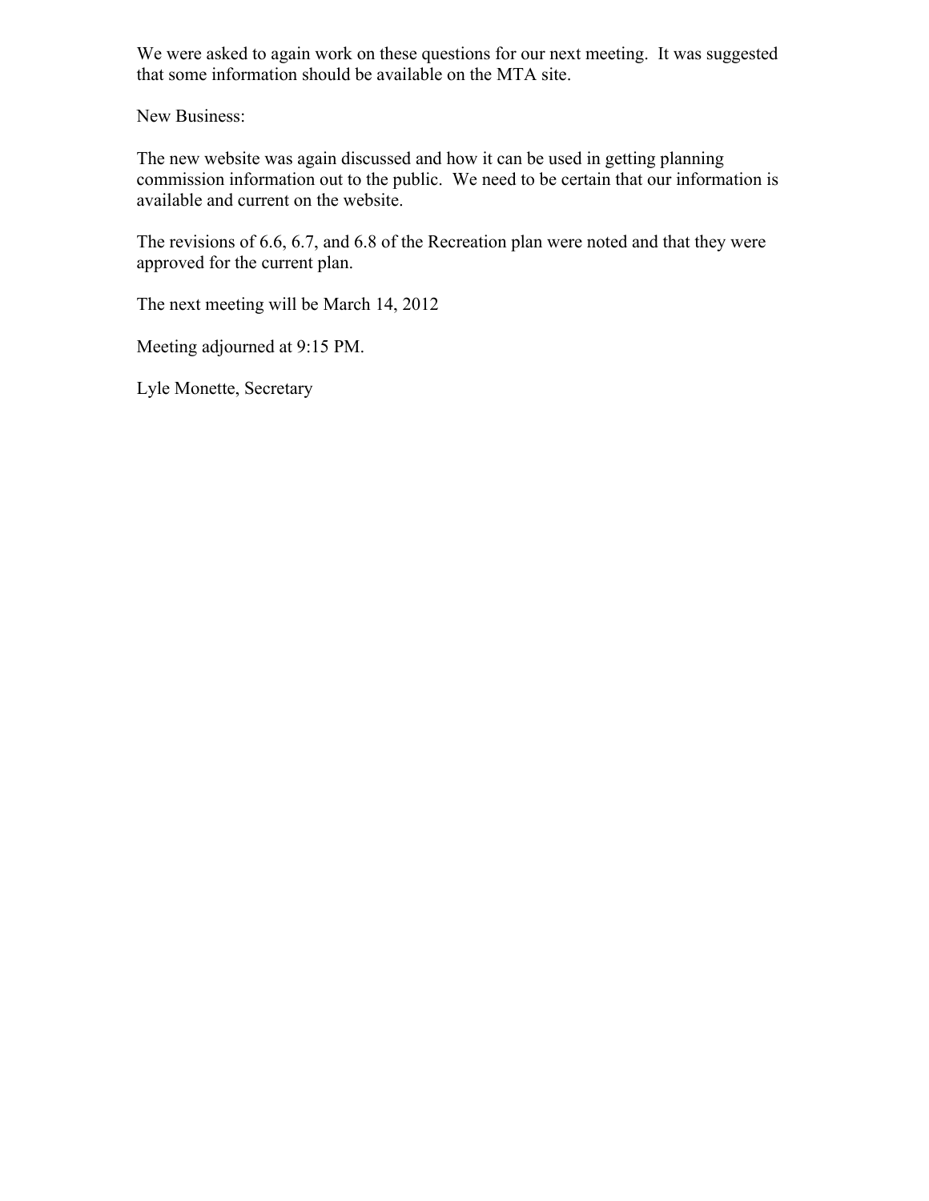We were asked to again work on these questions for our next meeting. It was suggested that some information should be available on the MTA site.

New Business:

The new website was again discussed and how it can be used in getting planning commission information out to the public. We need to be certain that our information is available and current on the website.

The revisions of 6.6, 6.7, and 6.8 of the Recreation plan were noted and that they were approved for the current plan.

The next meeting will be March 14, 2012

Meeting adjourned at 9:15 PM.

Lyle Monette, Secretary